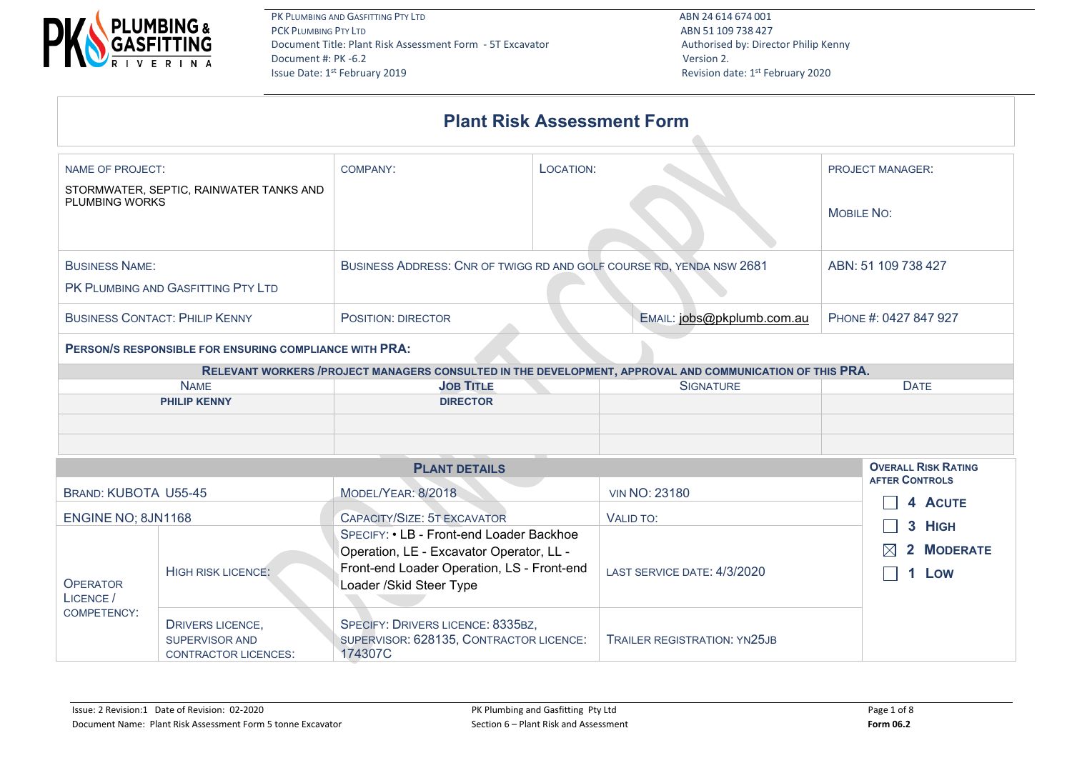# Plant Risk Assessment Form

| NAME OF PROJECT: STORMWATER, SEPTIC, RAINWATER TANKS AND PLUMBING WORKS | COMPANY: | LOCATION: | PROJECT MANAGER: MOBILE NO: |
|---|---|---|---|
| BUSINESS NAME: PK PLUMBING AND GASFITTING PTY LTD | BUSINESS ADDRESS: CNR OF TWIGG RD AND GOLF COURSE RD, YENDA NSW 2681 | | ABN: 51 109 738 427 |
| BUSINESS CONTACT: PHILIP KENNY | POSITION: DIRECTOR | EMAIL: jobs@pkplumb.com.au | PHONE #: 0427 847 927 |

**PERSON/S RESPONSIBLE FOR ENSURING COMPLIANCE WITH PRA:**

**RELEVANT WORKERS /PROJECT MANAGERS CONSULTED IN THE DEVELOPMENT, APPROVAL AND COMMUNICATION OF THIS PRA.**

| NAME | JOB TITLE | SIGNATURE | DATE |
|---|---|---|---|
| **PHILIP KENNY** | **DIRECTOR** | | |
| | | | |
| | | | |

**PLANT DETAILS**

| | | | |
|---|---|---|---|
| BRAND: KUBOTA U55-45 | | MODEL/YEAR: 8/2018 | VIN NO: 23180 |
| ENGINE NO; 8JN1168 | | CAPACITY/SIZE: 5T EXCAVATOR | VALID TO: |
| OPERATOR LICENCE / COMPETENCY: | HIGH RISK LICENCE: | SPECIFY: • LB - Front-end Loader Backhoe Operation, LE - Excavator Operator, LL - Front-end Loader Operation, LS - Front-end Loader /Skid Steer Type | LAST SERVICE DATE: 4/3/2020 |
| | DRIVERS LICENCE, SUPERVISOR AND CONTRACTOR LICENCES: | SPECIFY: DRIVERS LICENCE: 8335BZ, SUPERVISOR: 628135, CONTRACTOR LICENCE: 174307C | TRAILER REGISTRATION: YN25JB |

**OVERALL RISK RATING AFTER CONTROLS**

- ☐ 4 ACUTE
- ☐ 3 HIGH
- ☒ 2 MODERATE
- ☐ 1 LOW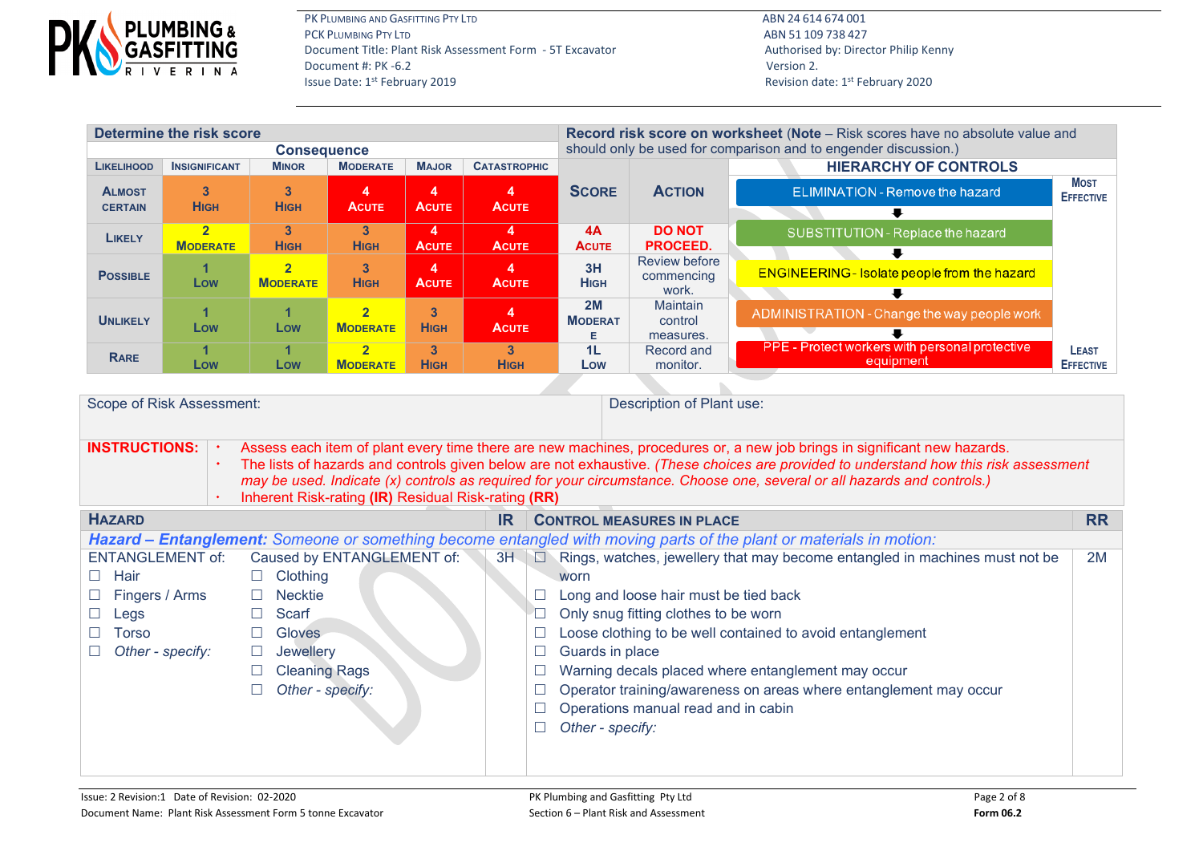PK Plumbing and Gasfitting Pty Ltd
PCK Plumbing Pty Ltd
Document Title: Plant Risk Assessment Form - 5T Excavator
Document #: PK -6.2
Issue Date: 1st February 2019

ABN 24 614 674 001
ABN 51 109 738 427
Authorised by: Director Philip Kenny
Version 2.
Revision date: 1st February 2020

| Determine the risk score | | | | | | Record risk score on worksheet (Note – Risk scores have no absolute value and should only be used for comparison and to engender discussion.) | | | |
|---|---|---|---|---|---|---|---|---|---|
| | Consequence | | | | | | | | |
| Likelihood | Insignificant | Minor | Moderate | Major | Catastrophic | Score | Action | Hierarchy of Controls | |
| Almost Certain | 3 High | 3 High | 4 Acute | 4 Acute | 4 Acute | | | ELIMINATION - Remove the hazard | Most Effective |
| Likely | 2 Moderate | 3 High | 3 High | 4 Acute | 4 Acute | 4A Acute | DO NOT PROCEED. | SUBSTITUTION - Replace the hazard | |
| Possible | 1 Low | 2 Moderate | 3 High | 4 Acute | 4 Acute | 3H High | Review before commencing work. | ENGINEERING - Isolate people from the hazard | |
| Unlikely | 1 Low | 1 Low | 2 Moderate | 3 High | 4 Acute | 2M Moderate | Maintain control measures. | ADMINISTRATION - Change the way people work | |
| Rare | 1 Low | 1 Low | 2 Moderate | 3 High | 3 High | 1L Low | Record and monitor. | PPE - Protect workers with personal protective equipment | Least Effective |

| Scope of Risk Assessment: | Description of Plant use: |
|---|---|
| | |

**INSTRUCTIONS:**

- Assess each item of plant every time there are new machines, procedures or, a new job brings in significant new hazards.
- The lists of hazards and controls given below are not exhaustive. *(These choices are provided to understand how this risk assessment may be used. Indicate (x) controls as required for your circumstance. Choose one, several or all hazards and controls.)*
- Inherent Risk-rating **(IR)** Residual Risk-rating **(RR)**

| Hazard | | IR | Control Measures in Place | RR |
|---|---|---|---|---|
| ***Hazard – Entanglement:*** *Someone or something become entangled with moving parts of the plant or materials in motion:* | | | | |
| ENTANGLEMENT of:<br>☐ Hair<br>☐ Fingers / Arms<br>☐ Legs<br>☐ Torso<br>☐ *Other - specify:* | Caused by ENTANGLEMENT of:<br>☐ Clothing<br>☐ Necktie<br>☐ Scarf<br>☐ Gloves<br>☐ Jewellery<br>☐ Cleaning Rags<br>☐ *Other - specify:* | 3H | ☐ Rings, watches, jewellery that may become entangled in machines must not be worn<br>☐ Long and loose hair must be tied back<br>☐ Only snug fitting clothes to be worn<br>☐ Loose clothing to be well contained to avoid entanglement<br>☐ Guards in place<br>☐ Warning decals placed where entanglement may occur<br>☐ Operator training/awareness on areas where entanglement may occur<br>☐ Operations manual read and in cabin<br>☐ *Other - specify:* | 2M |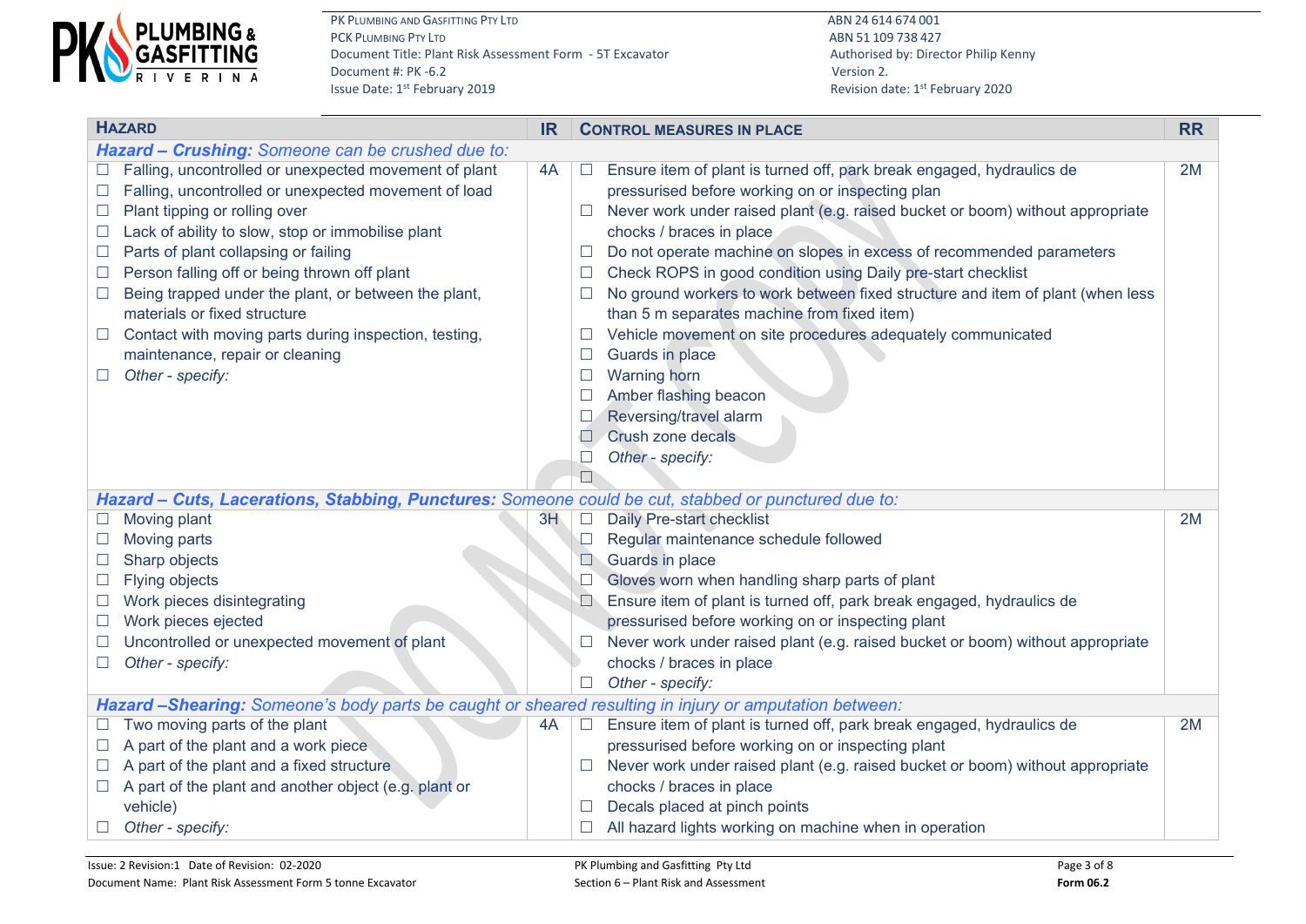| HAZARD | IR | CONTROL MEASURES IN PLACE | RR |
|---|---|---|---|
| ***Hazard – Crushing:*** *Someone can be crushed due to:* | | | |
| ☐ Falling, uncontrolled or unexpected movement of plant<br>☐ Falling, uncontrolled or unexpected movement of load<br>☐ Plant tipping or rolling over<br>☐ Lack of ability to slow, stop or immobilise plant<br>☐ Parts of plant collapsing or failing<br>☐ Person falling off or being thrown off plant<br>☐ Being trapped under the plant, or between the plant, materials or fixed structure<br>☐ Contact with moving parts during inspection, testing, maintenance, repair or cleaning<br>☐ *Other - specify:* | 4A | ☐ Ensure item of plant is turned off, park break engaged, hydraulics de pressurised before working on or inspecting plan<br>☐ Never work under raised plant (e.g. raised bucket or boom) without appropriate chocks / braces in place<br>☐ Do not operate machine on slopes in excess of recommended parameters<br>☐ Check ROPS in good condition using Daily pre-start checklist<br>☐ No ground workers to work between fixed structure and item of plant (when less than 5 m separates machine from fixed item)<br>☐ Vehicle movement on site procedures adequately communicated<br>☐ Guards in place<br>☐ Warning horn<br>☐ Amber flashing beacon<br>☐ Reversing/travel alarm<br>☐ Crush zone decals<br>☐ *Other - specify:*<br>☐ | 2M |
| ***Hazard – Cuts, Lacerations, Stabbing, Punctures:*** *Someone could be cut, stabbed or punctured due to:* | | | |
| ☐ Moving plant<br>☐ Moving parts<br>☐ Sharp objects<br>☐ Flying objects<br>☐ Work pieces disintegrating<br>☐ Work pieces ejected<br>☐ Uncontrolled or unexpected movement of plant<br>☐ *Other - specify:* | 3H | ☐ Daily Pre-start checklist<br>☐ Regular maintenance schedule followed<br>☐ Guards in place<br>☐ Gloves worn when handling sharp parts of plant<br>☐ Ensure item of plant is turned off, park break engaged, hydraulics de pressurised before working on or inspecting plant<br>☐ Never work under raised plant (e.g. raised bucket or boom) without appropriate chocks / braces in place<br>☐ *Other - specify:* | 2M |
| ***Hazard –Shearing:*** *Someone's body parts be caught or sheared resulting in injury or amputation between:* | | | |
| ☐ Two moving parts of the plant<br>☐ A part of the plant and a work piece<br>☐ A part of the plant and a fixed structure<br>☐ A part of the plant and another object (e.g. plant or vehicle)<br>☐ *Other - specify:* | 4A | ☐ Ensure item of plant is turned off, park break engaged, hydraulics de pressurised before working on or inspecting plant<br>☐ Never work under raised plant (e.g. raised bucket or boom) without appropriate chocks / braces in place<br>☐ Decals placed at pinch points<br>☐ All hazard lights working on machine when in operation | 2M |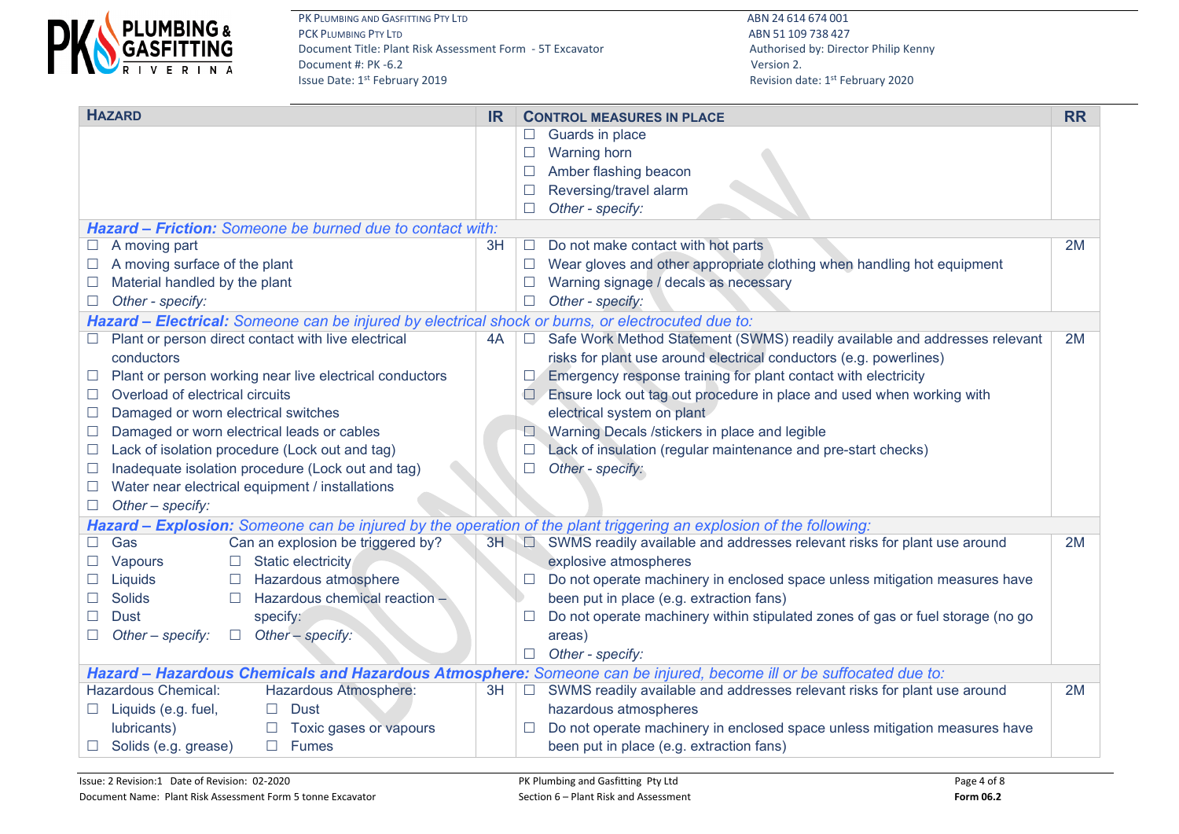| HAZARD | IR | CONTROL MEASURES IN PLACE | RR |
|---|---|---|---|
| | | ☐ Guards in place<br>☐ Warning horn<br>☐ Amber flashing beacon<br>☐ Reversing/travel alarm<br>☐ *Other - specify:* | |
| ***Hazard – Friction:*** *Someone be burned due to contact with:* | | | |
| ☐ A moving part<br>☐ A moving surface of the plant<br>☐ Material handled by the plant<br>☐ *Other - specify:* | 3H | ☐ Do not make contact with hot parts<br>☐ Wear gloves and other appropriate clothing when handling hot equipment<br>☐ Warning signage / decals as necessary<br>☐ *Other - specify:* | 2M |
| ***Hazard – Electrical:*** *Someone can be injured by electrical shock or burns, or electrocuted due to:* | | | |
| ☐ Plant or person direct contact with live electrical conductors<br>☐ Plant or person working near live electrical conductors<br>☐ Overload of electrical circuits<br>☐ Damaged or worn electrical switches<br>☐ Damaged or worn electrical leads or cables<br>☐ Lack of isolation procedure (Lock out and tag)<br>☐ Inadequate isolation procedure (Lock out and tag)<br>☐ Water near electrical equipment / installations<br>☐ *Other – specify:* | 4A | ☐ Safe Work Method Statement (SWMS) readily available and addresses relevant risks for plant use around electrical conductors (e.g. powerlines)<br>☐ Emergency response training for plant contact with electricity<br>☐ Ensure lock out tag out procedure in place and used when working with electrical system on plant<br>☐ Warning Decals /stickers in place and legible<br>☐ Lack of insulation (regular maintenance and pre-start checks)<br>☐ *Other - specify:* | 2M |
| ***Hazard – Explosion:*** *Someone can be injured by the operation of the plant triggering an explosion of the following:* | | | |
| ☐ Gas<br>☐ Vapours<br>☐ Liquids<br>☐ Solids<br>☐ Dust<br>☐ *Other – specify:*<br><br>Can an explosion be triggered by?<br>☐ Static electricity<br>☐ Hazardous atmosphere<br>☐ Hazardous chemical reaction – specify:<br>☐ *Other – specify:* | 3H | ☐ SWMS readily available and addresses relevant risks for plant use around explosive atmospheres<br>☐ Do not operate machinery in enclosed space unless mitigation measures have been put in place (e.g. extraction fans)<br>☐ Do not operate machinery within stipulated zones of gas or fuel storage (no go areas)<br>☐ *Other - specify:* | 2M |
| ***Hazard – Hazardous Chemicals and Hazardous Atmosphere:*** *Someone can be injured, become ill or be suffocated due to:* | | | |
| Hazardous Chemical:<br>☐ Liquids (e.g. fuel, lubricants)<br>☐ Solids (e.g. grease)<br><br>Hazardous Atmosphere:<br>☐ Dust<br>☐ Toxic gases or vapours<br>☐ Fumes | 3H | ☐ SWMS readily available and addresses relevant risks for plant use around hazardous atmospheres<br>☐ Do not operate machinery in enclosed space unless mitigation measures have been put in place (e.g. extraction fans) | 2M |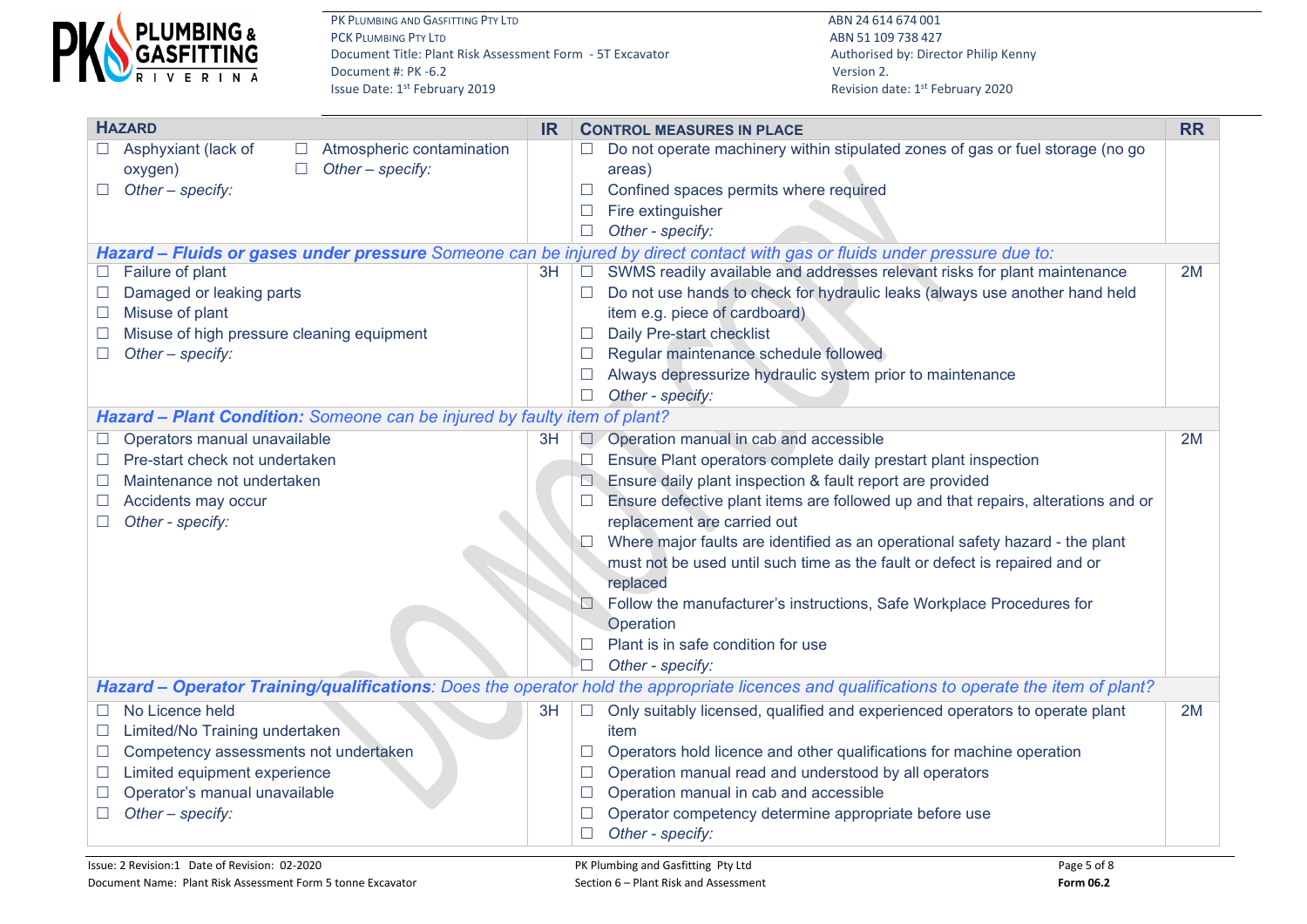| HAZARD | IR | CONTROL MEASURES IN PLACE | RR |
|---|---|---|---|
| ☐ Asphyxiant (lack of oxygen)<br>☐ Atmospheric contamination<br>☐ *Other – specify:*<br>☐ *Other – specify:* | | ☐ Do not operate machinery within stipulated zones of gas or fuel storage (no go areas)<br>☐ Confined spaces permits where required<br>☐ Fire extinguisher<br>☐ *Other - specify:* | |
| ***Hazard – Fluids or gases under pressure*** *Someone can be injured by direct contact with gas or fluids under pressure due to:* | | | |
| ☐ Failure of plant<br>☐ Damaged or leaking parts<br>☐ Misuse of plant<br>☐ Misuse of high pressure cleaning equipment<br>☐ *Other – specify:* | 3H | ☐ SWMS readily available and addresses relevant risks for plant maintenance<br>☐ Do not use hands to check for hydraulic leaks (always use another hand held item e.g. piece of cardboard)<br>☐ Daily Pre-start checklist<br>☐ Regular maintenance schedule followed<br>☐ Always depressurize hydraulic system prior to maintenance<br>☐ *Other - specify:* | 2M |
| ***Hazard – Plant Condition:*** *Someone can be injured by faulty item of plant?* | | | |
| ☐ Operators manual unavailable<br>☐ Pre-start check not undertaken<br>☐ Maintenance not undertaken<br>☐ Accidents may occur<br>☐ *Other - specify:* | 3H | ☐ Operation manual in cab and accessible<br>☐ Ensure Plant operators complete daily prestart plant inspection<br>☐ Ensure daily plant inspection & fault report are provided<br>☐ Ensure defective plant items are followed up and that repairs, alterations and or replacement are carried out<br>☐ Where major faults are identified as an operational safety hazard - the plant must not be used until such time as the fault or defect is repaired and or replaced<br>☐ Follow the manufacturer's instructions, Safe Workplace Procedures for Operation<br>☐ Plant is in safe condition for use<br>☐ *Other - specify:* | 2M |
| ***Hazard – Operator Training/qualifications****: Does the operator hold the appropriate licences and qualifications to operate the item of plant?* | | | |
| ☐ No Licence held<br>☐ Limited/No Training undertaken<br>☐ Competency assessments not undertaken<br>☐ Limited equipment experience<br>☐ Operator's manual unavailable<br>☐ *Other – specify:* | 3H | ☐ Only suitably licensed, qualified and experienced operators to operate plant item<br>☐ Operators hold licence and other qualifications for machine operation<br>☐ Operation manual read and understood by all operators<br>☐ Operation manual in cab and accessible<br>☐ Operator competency determine appropriate before use<br>☐ *Other - specify:* | 2M |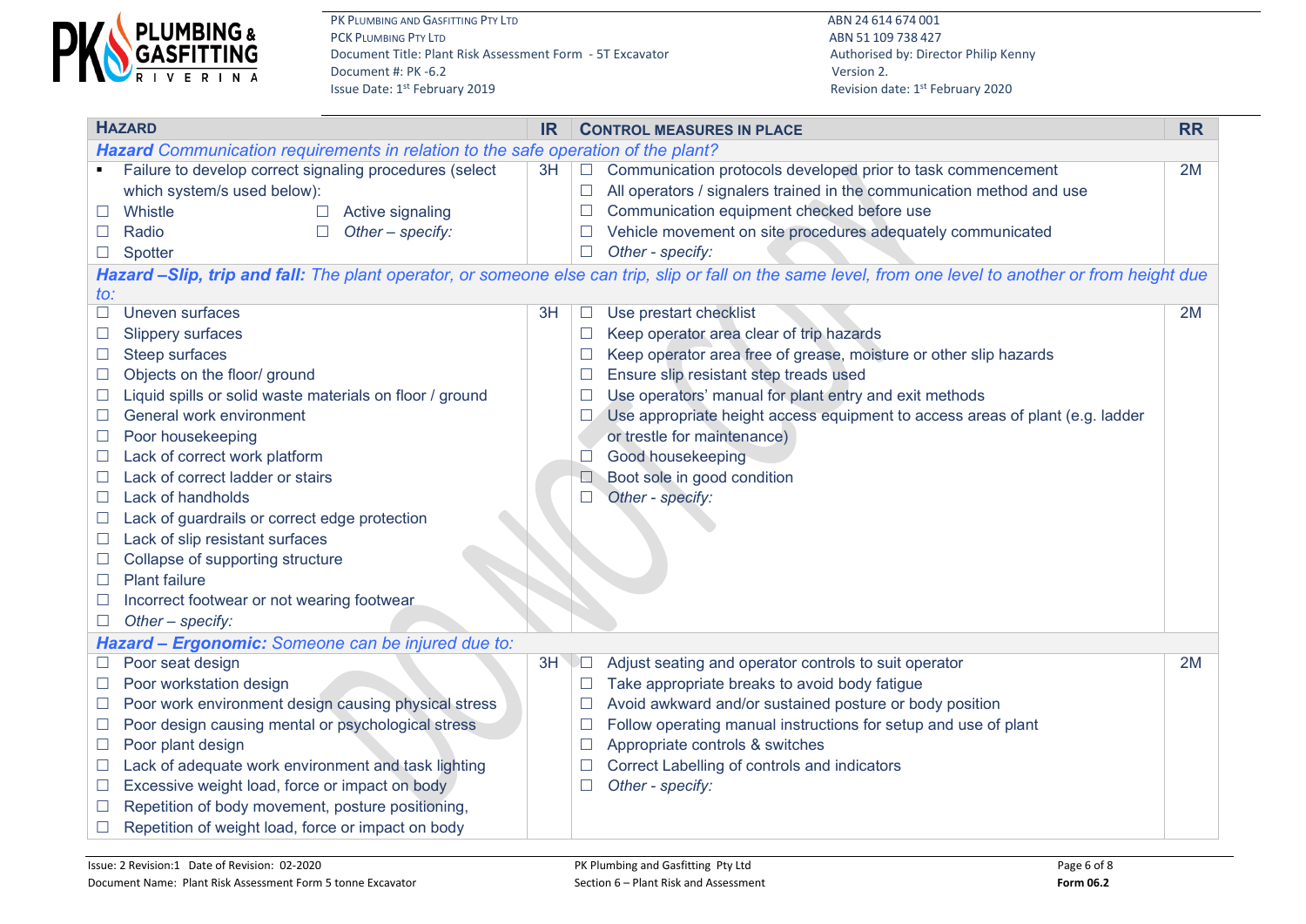| **HAZARD** | **IR** | **CONTROL MEASURES IN PLACE** | **RR** |
|---|---|---|---|
| ***Hazard** Communication requirements in relation to the safe operation of the plant?* | | | |
| ▪ Failure to develop correct signaling procedures (select which system/s used below):<br>☐ Whistle ☐ Active signaling<br>☐ Radio ☐ *Other – specify:*<br>☐ Spotter | 3H | ☐ Communication protocols developed prior to task commencement<br>☐ All operators / signalers trained in the communication method and use<br>☐ Communication equipment checked before use<br>☐ Vehicle movement on site procedures adequately communicated<br>☐ *Other - specify:* | 2M |
| ***Hazard –Slip, trip and fall:** The plant operator, or someone else can trip, slip or fall on the same level, from one level to another or from height due to:* | | | |
| ☐ Uneven surfaces<br>☐ Slippery surfaces<br>☐ Steep surfaces<br>☐ Objects on the floor/ ground<br>☐ Liquid spills or solid waste materials on floor / ground<br>☐ General work environment<br>☐ Poor housekeeping<br>☐ Lack of correct work platform<br>☐ Lack of correct ladder or stairs<br>☐ Lack of handholds<br>☐ Lack of guardrails or correct edge protection<br>☐ Lack of slip resistant surfaces<br>☐ Collapse of supporting structure<br>☐ Plant failure<br>☐ Incorrect footwear or not wearing footwear<br>☐ *Other – specify:* | 3H | ☐ Use prestart checklist<br>☐ Keep operator area clear of trip hazards<br>☐ Keep operator area free of grease, moisture or other slip hazards<br>☐ Ensure slip resistant step treads used<br>☐ Use operators' manual for plant entry and exit methods<br>☐ Use appropriate height access equipment to access areas of plant (e.g. ladder or trestle for maintenance)<br>☐ Good housekeeping<br>☐ Boot sole in good condition<br>☐ *Other - specify:* | 2M |
| ***Hazard – Ergonomic:** Someone can be injured due to:* | | | |
| ☐ Poor seat design<br>☐ Poor workstation design<br>☐ Poor work environment design causing physical stress<br>☐ Poor design causing mental or psychological stress<br>☐ Poor plant design<br>☐ Lack of adequate work environment and task lighting<br>☐ Excessive weight load, force or impact on body<br>☐ Repetition of body movement, posture positioning,<br>☐ Repetition of weight load, force or impact on body | 3H | ☐ Adjust seating and operator controls to suit operator<br>☐ Take appropriate breaks to avoid body fatigue<br>☐ Avoid awkward and/or sustained posture or body position<br>☐ Follow operating manual instructions for setup and use of plant<br>☐ Appropriate controls & switches<br>☐ Correct Labelling of controls and indicators<br>☐ *Other - specify:* | 2M |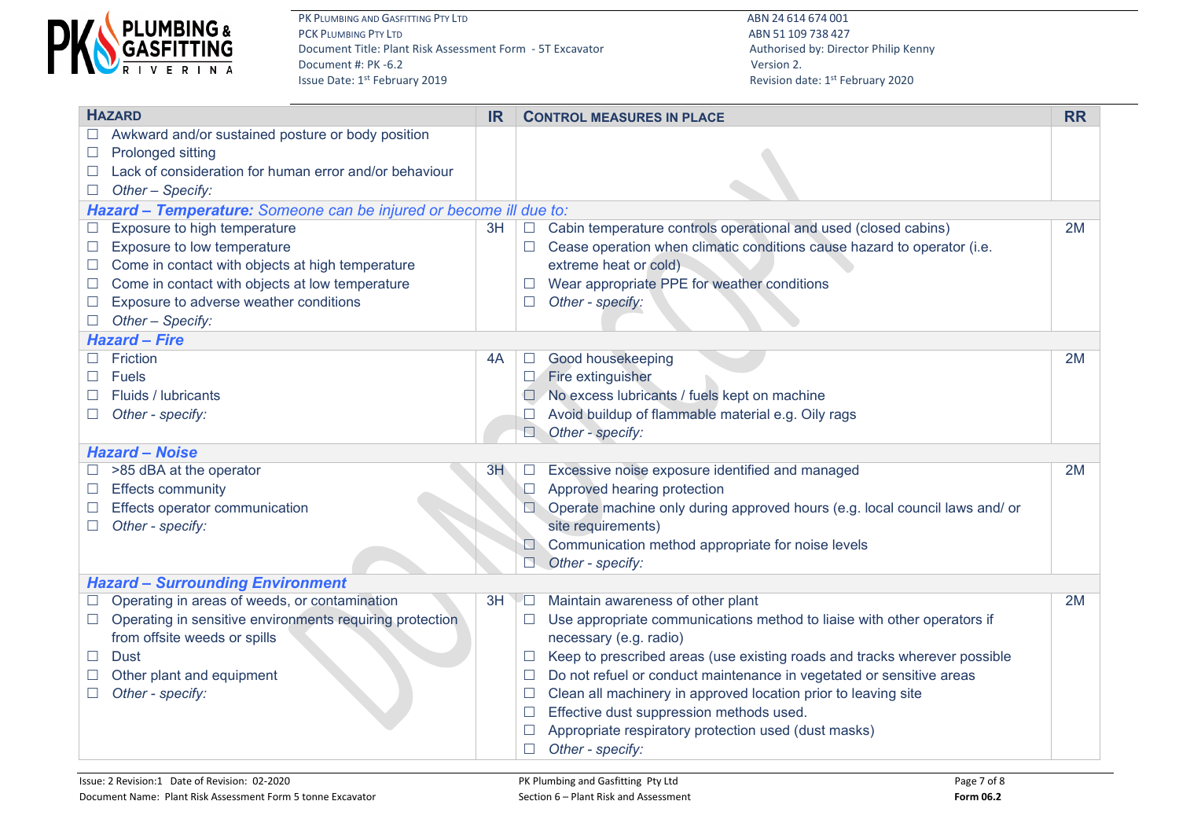| HAZARD | IR | CONTROL MEASURES IN PLACE | RR |
|---|---|---|---|
| ☐ Awkward and/or sustained posture or body position<br>☐ Prolonged sitting<br>☐ Lack of consideration for human error and/or behaviour<br>☐ *Other – Specify:* | | | |
| ***Hazard – Temperature:*** *Someone can be injured or become ill due to:* | | | |
| ☐ Exposure to high temperature<br>☐ Exposure to low temperature<br>☐ Come in contact with objects at high temperature<br>☐ Come in contact with objects at low temperature<br>☐ Exposure to adverse weather conditions<br>☐ *Other – Specify:* | 3H | ☐ Cabin temperature controls operational and used (closed cabins)<br>☐ Cease operation when climatic conditions cause hazard to operator (i.e. extreme heat or cold)<br>☐ Wear appropriate PPE for weather conditions<br>☐ *Other - specify:* | 2M |
| ***Hazard – Fire*** | | | |
| ☐ Friction<br>☐ Fuels<br>☐ Fluids / lubricants<br>☐ *Other - specify:* | 4A | ☐ Good housekeeping<br>☐ Fire extinguisher<br>☐ No excess lubricants / fuels kept on machine<br>☐ Avoid buildup of flammable material e.g. Oily rags<br>☐ *Other - specify:* | 2M |
| ***Hazard – Noise*** | | | |
| ☐ >85 dBA at the operator<br>☐ Effects community<br>☐ Effects operator communication<br>☐ *Other - specify:* | 3H | ☐ Excessive noise exposure identified and managed<br>☐ Approved hearing protection<br>☐ Operate machine only during approved hours (e.g. local council laws and/ or site requirements)<br>☐ Communication method appropriate for noise levels<br>☐ *Other - specify:* | 2M |
| ***Hazard – Surrounding Environment*** | | | |
| ☐ Operating in areas of weeds, or contamination<br>☐ Operating in sensitive environments requiring protection from offsite weeds or spills<br>☐ Dust<br>☐ Other plant and equipment<br>☐ *Other - specify:* | 3H | ☐ Maintain awareness of other plant<br>☐ Use appropriate communications method to liaise with other operators if necessary (e.g. radio)<br>☐ Keep to prescribed areas (use existing roads and tracks wherever possible<br>☐ Do not refuel or conduct maintenance in vegetated or sensitive areas<br>☐ Clean all machinery in approved location prior to leaving site<br>☐ Effective dust suppression methods used.<br>☐ Appropriate respiratory protection used (dust masks)<br>☐ *Other - specify:* | 2M |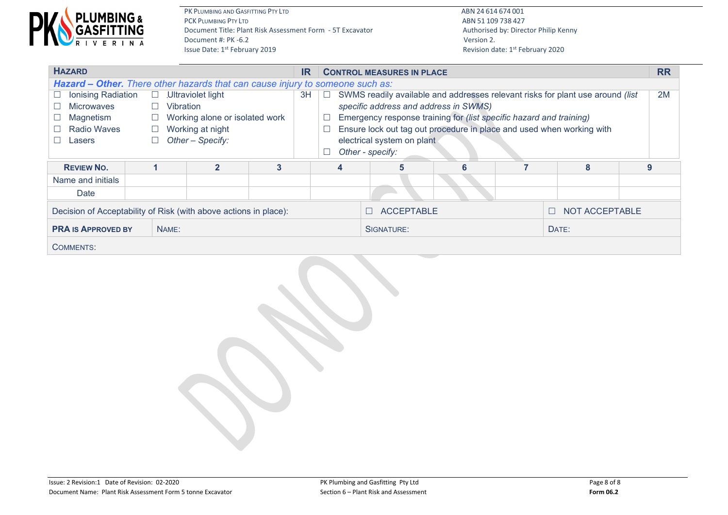| HAZARD | | IR | CONTROL MEASURES IN PLACE | RR |
|---|---|---|---|---|
| ***Hazard – Other.*** *There other hazards that can cause injury to someone such as:* | | | | |
| ☐ Ionising Radiation<br>☐ Microwaves<br>☐ Magnetism<br>☐ Radio Waves<br>☐ Lasers | ☐ Ultraviolet light<br>☐ Vibration<br>☐ Working alone or isolated work<br>☐ Working at night<br>☐ *Other – Specify:* | 3H | ☐ SWMS readily available and addresses relevant risks for plant use around *(list specific address and address in SWMS)*<br>☐ Emergency response training for *(list specific hazard and training)*<br>☐ Ensure lock out tag out procedure in place and used when working with electrical system on plant<br>☐ *Other - specify:* | 2M |

| REVIEW NO. | 1 | 2 | 3 | 4 | 5 | 6 | 7 | 8 | 9 |
|---|---|---|---|---|---|---|---|---|---|
| Name and initials | | | | | | | | | |
| Date | | | | | | | | | |

| | | | |
|---|---|---|---|
| Decision of Acceptability of Risk (with above actions in place): | | ☐ ACCEPTABLE | ☐ NOT ACCEPTABLE |
| **PRA IS APPROVED BY** | NAME: | SIGNATURE: | DATE: |
| COMMENTS: | | | |

DO NOT COPY